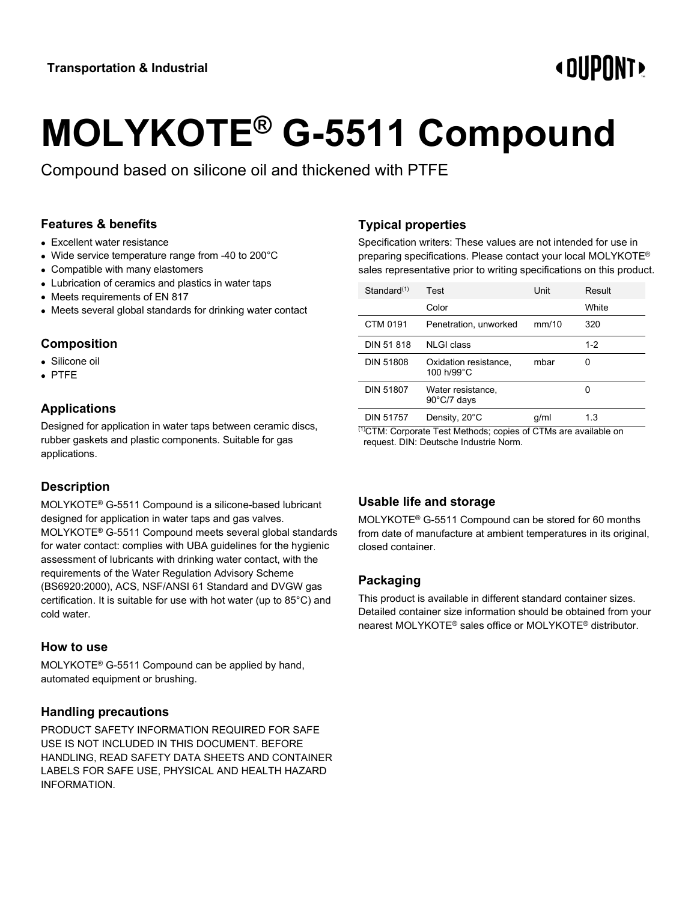Transportation & Industrial

# MOLYKOTE® G-5511 Compound

Compound based on silicone oil and thickened with PTFE

## Features & benefits

- Excellent water resistance
- Wide service temperature range from -40 to 200°C
- Compatible with many elastomers
- Lubrication of ceramics and plastics in water taps
- Meets requirements of EN 817
- Meets several global standards for drinking water contact

## Composition

- Silicone oil
- PTFE

## Applications

Designed for application in water taps between ceramic discs, rubber gaskets and plastic components. Suitable for gas applications.

## Description

MOLYKOTE® G-5511 Compound is a silicone-based lubricant designed for application in water taps and gas valves. MOLYKOTE® G-5511 Compound meets several global standards for water contact: complies with UBA guidelines for the hygienic assessment of lubricants with drinking water contact, with the requirements of the Water Regulation Advisory Scheme (BS6920:2000), ACS, NSF/ANSI 61 Standard and DVGW gas certification. It is suitable for use with hot water (up to 85°C) and cold water.

## How to use

MOLYKOTE® G-5511 Compound can be applied by hand, automated equipment or brushing.

## Handling precautions

PRODUCT SAFETY INFORMATION REQUIRED FOR SAFE USE IS NOT INCLUDED IN THIS DOCUMENT. BEFORE HANDLING, READ SAFETY DATA SHEETS AND CONTAINER LABELS FOR SAFE USE, PHYSICAL AND HEALTH HAZARD INFORMATION.

## Typical properties

Specification writers: These values are not intended for use in preparing specifications. Please contact your local MOLYKOTE® sales representative prior to writing specifications on this product.

| Standard[1] | Test | Unit | Result |
|---|---|---|---|
| | Color | | White |
| CTM 0191 | Penetration, unworked | mm/10 | 320 |
| DIN 51 818 | NLGI class | | 1-2 |
| DIN 51808 | Oxidation resistance, 100 h/99°C | mbar | 0 |
| DIN 51807 | Water resistance, 90°C/7 days | | 0 |
| DIN 51757 | Density, 20°C | g/ml | 1.3 |

[1]CTM: Corporate Test Methods; copies of CTMs are available on request. DIN: Deutsche Industrie Norm.

## Usable life and storage

MOLYKOTE® G-5511 Compound can be stored for 60 months from date of manufacture at ambient temperatures in its original, closed container.

## Packaging

This product is available in different standard container sizes. Detailed container size information should be obtained from your nearest MOLYKOTE® sales office or MOLYKOTE® distributor.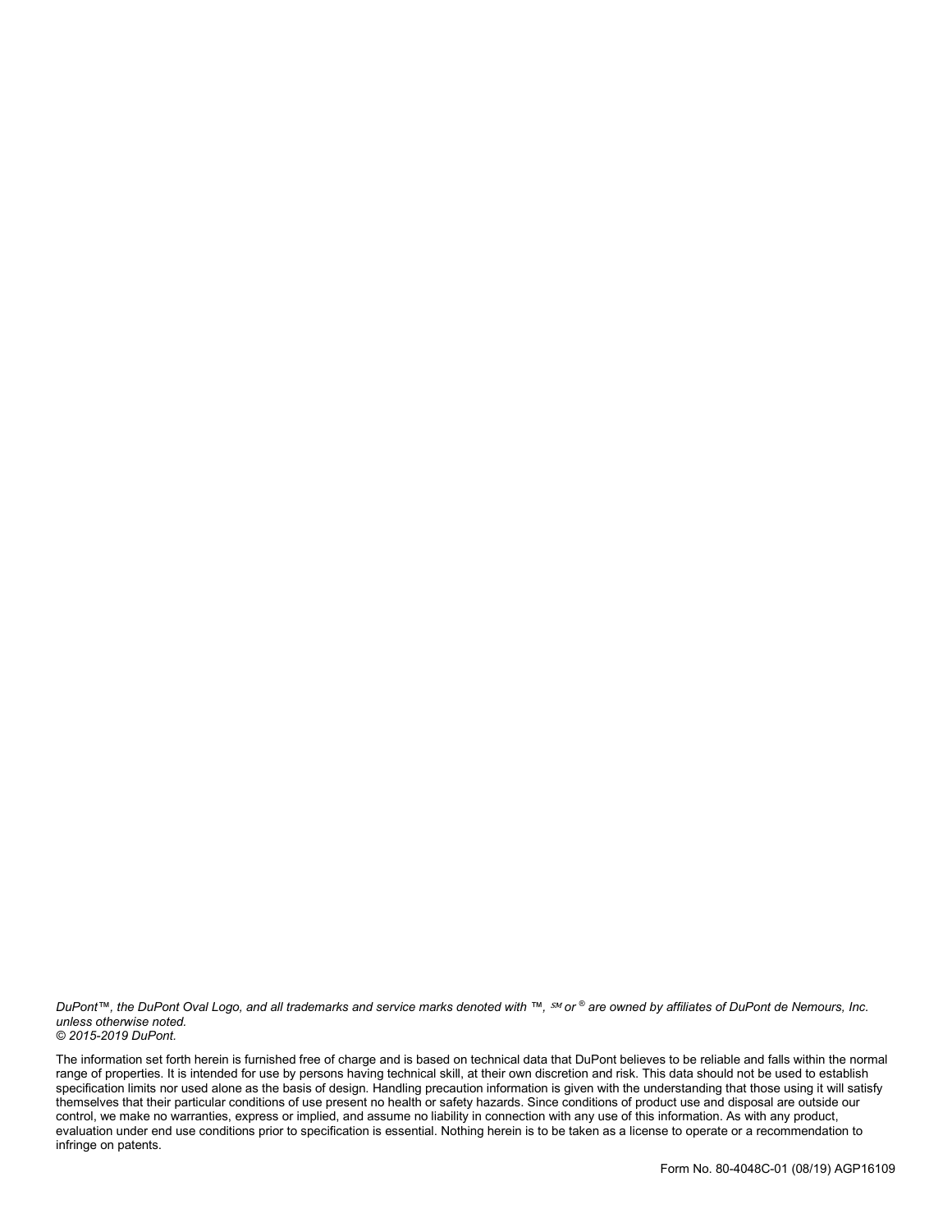*DuPont™, the DuPont Oval Logo, and all trademarks and service marks denoted with ™, ℠ or ® are owned by affiliates of DuPont de Nemours, Inc. unless otherwise noted.*
*© 2015-2019 DuPont.*

The information set forth herein is furnished free of charge and is based on technical data that DuPont believes to be reliable and falls within the normal range of properties. It is intended for use by persons having technical skill, at their own discretion and risk. This data should not be used to establish specification limits nor used alone as the basis of design. Handling precaution information is given with the understanding that those using it will satisfy themselves that their particular conditions of use present no health or safety hazards. Since conditions of product use and disposal are outside our control, we make no warranties, express or implied, and assume no liability in connection with any use of this information. As with any product, evaluation under end use conditions prior to specification is essential. Nothing herein is to be taken as a license to operate or a recommendation to infringe on patents.

Form No. 80-4048C-01 (08/19) AGP16109